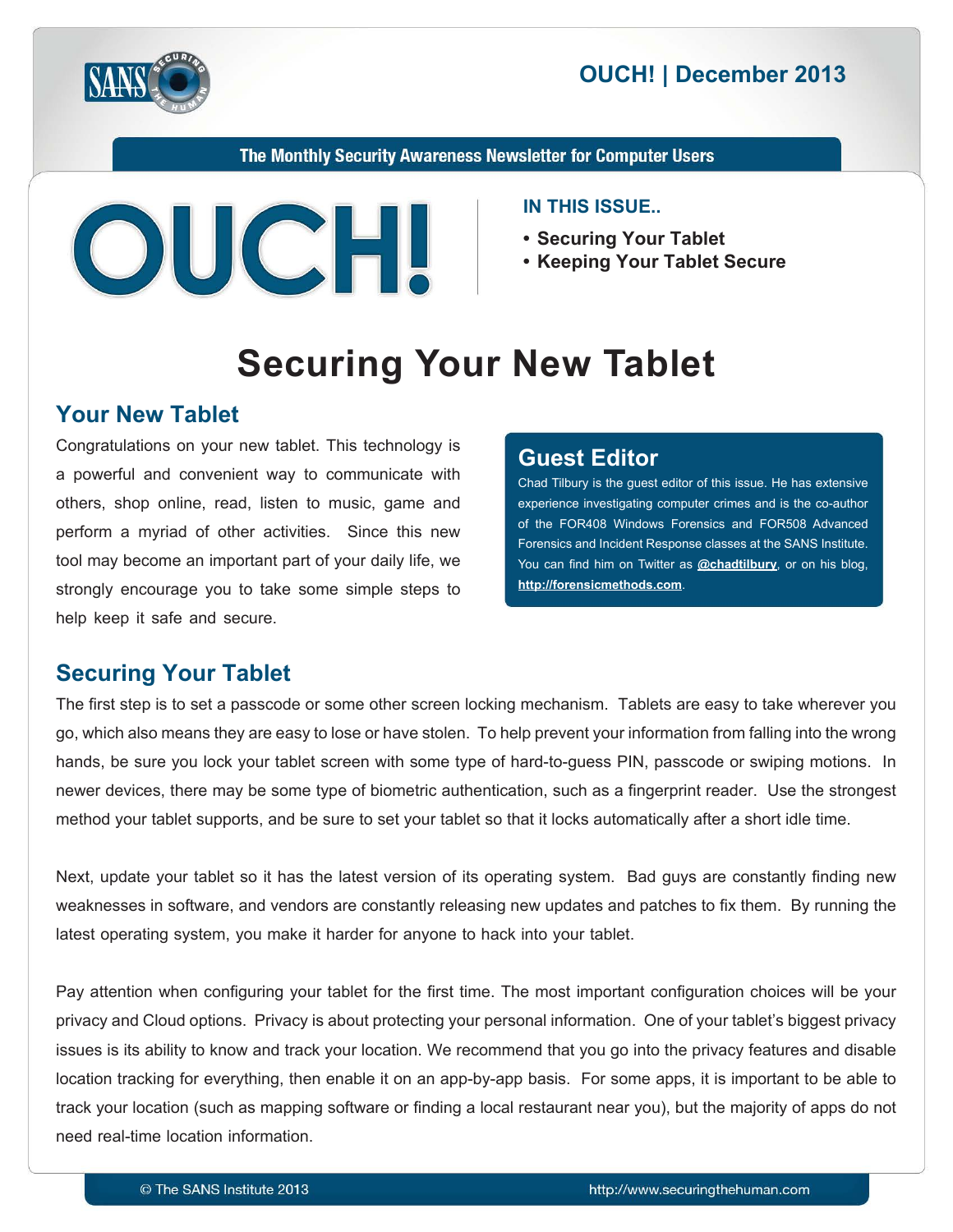# OUCH! | December 2013

The Monthly Security Awareness Newsletter for Computer Users

**IN THIS ISSUE..**

- Securing Your Tablet
- Keeping Your Tablet Secure

# Securing Your New Tablet

## Your New Tablet

Congratulations on your new tablet. This technology is a powerful and convenient way to communicate with others, shop online, read, listen to music, game and perform a myriad of other activities. Since this new tool may become an important part of your daily life, we strongly encourage you to take some simple steps to help keep it safe and secure.

### Guest Editor

Chad Tilbury is the guest editor of this issue. He has extensive experience investigating computer crimes and is the co-author of the FOR408 Windows Forensics and FOR508 Advanced Forensics and Incident Response classes at the SANS Institute. You can find him on Twitter as **@chadtilbury**, or on his blog, **http://forensicmethods.com**.

## Securing Your Tablet

The first step is to set a passcode or some other screen locking mechanism. Tablets are easy to take wherever you go, which also means they are easy to lose or have stolen. To help prevent your information from falling into the wrong hands, be sure you lock your tablet screen with some type of hard-to-guess PIN, passcode or swiping motions. In newer devices, there may be some type of biometric authentication, such as a fingerprint reader. Use the strongest method your tablet supports, and be sure to set your tablet so that it locks automatically after a short idle time.

Next, update your tablet so it has the latest version of its operating system. Bad guys are constantly finding new weaknesses in software, and vendors are constantly releasing new updates and patches to fix them. By running the latest operating system, you make it harder for anyone to hack into your tablet.

Pay attention when configuring your tablet for the first time. The most important configuration choices will be your privacy and Cloud options. Privacy is about protecting your personal information. One of your tablet's biggest privacy issues is its ability to know and track your location. We recommend that you go into the privacy features and disable location tracking for everything, then enable it on an app-by-app basis. For some apps, it is important to be able to track your location (such as mapping software or finding a local restaurant near you), but the majority of apps do not need real-time location information.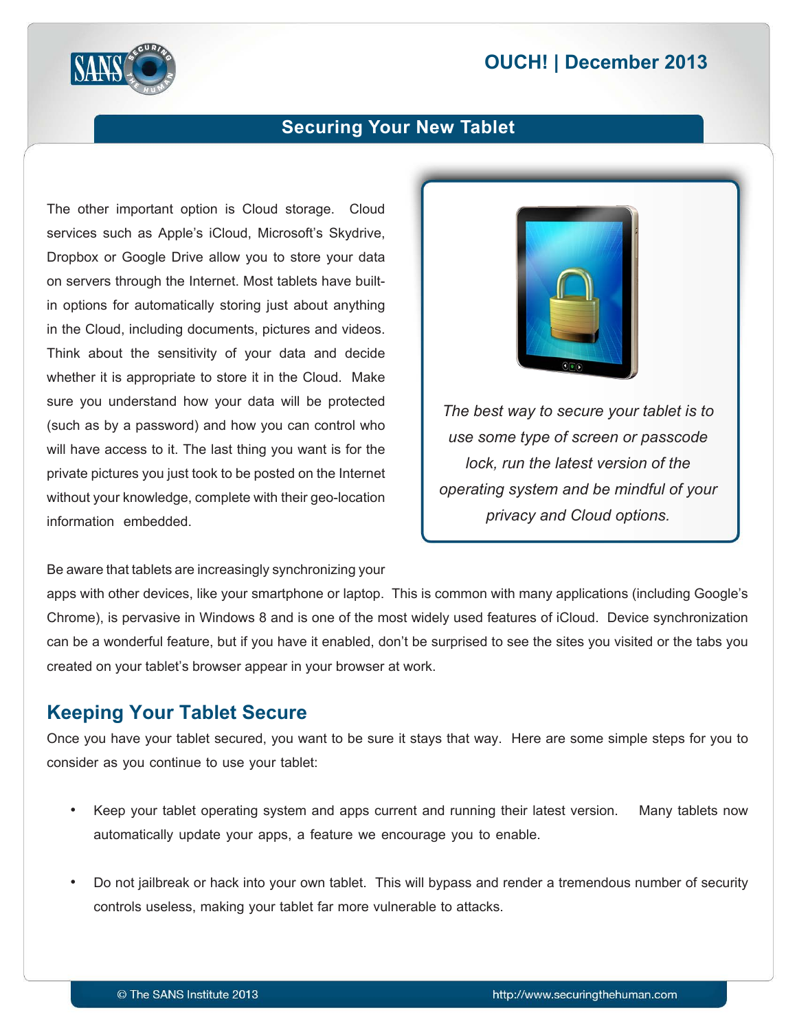The other important option is Cloud storage. Cloud services such as Apple's iCloud, Microsoft's Skydrive, Dropbox or Google Drive allow you to store your data on servers through the Internet. Most tablets have built-in options for automatically storing just about anything in the Cloud, including documents, pictures and videos. Think about the sensitivity of your data and decide whether it is appropriate to store it in the Cloud. Make sure you understand how your data will be protected (such as by a password) and how you can control who will have access to it. The last thing you want is for the private pictures you just took to be posted on the Internet without your knowledge, complete with their geo-location information embedded.

*The best way to secure your tablet is to use some type of screen or passcode lock, run the latest version of the operating system and be mindful of your privacy and Cloud options.*

Be aware that tablets are increasingly synchronizing your apps with other devices, like your smartphone or laptop. This is common with many applications (including Google's Chrome), is pervasive in Windows 8 and is one of the most widely used features of iCloud. Device synchronization can be a wonderful feature, but if you have it enabled, don't be surprised to see the sites you visited or the tabs you created on your tablet's browser appear in your browser at work.

## Keeping Your Tablet Secure

Once you have your tablet secured, you want to be sure it stays that way. Here are some simple steps for you to consider as you continue to use your tablet:

- Keep your tablet operating system and apps current and running their latest version. Many tablets now automatically update your apps, a feature we encourage you to enable.
- Do not jailbreak or hack into your own tablet. This will bypass and render a tremendous number of security controls useless, making your tablet far more vulnerable to attacks.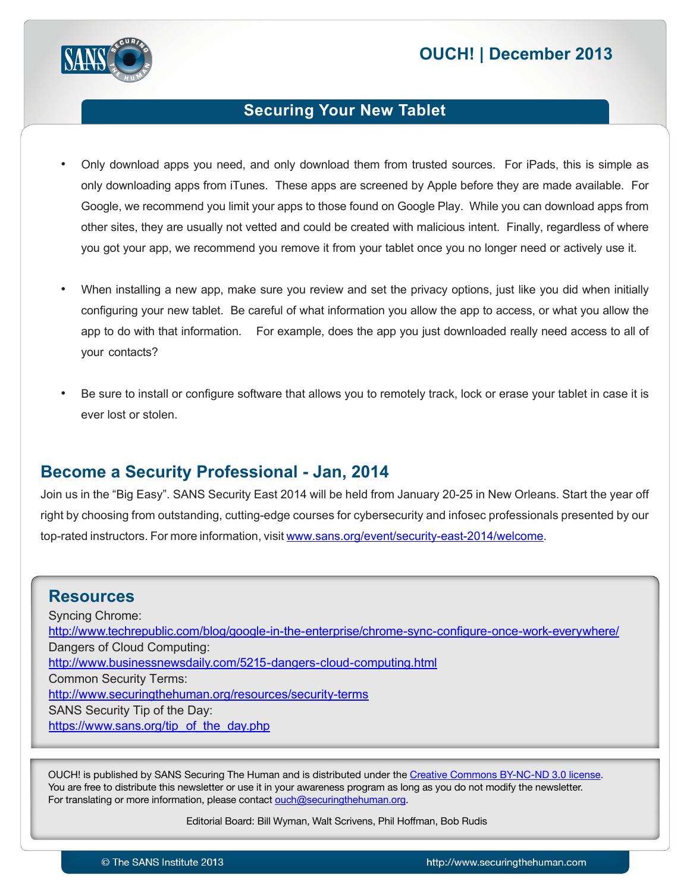## Securing Your New Tablet

- Only download apps you need, and only download them from trusted sources. For iPads, this is simple as only downloading apps from iTunes. These apps are screened by Apple before they are made available. For Google, we recommend you limit your apps to those found on Google Play. While you can download apps from other sites, they are usually not vetted and could be created with malicious intent. Finally, regardless of where you got your app, we recommend you remove it from your tablet once you no longer need or actively use it.

- When installing a new app, make sure you review and set the privacy options, just like you did when initially configuring your new tablet. Be careful of what information you allow the app to access, or what you allow the app to do with that information. For example, does the app you just downloaded really need access to all of your contacts?

- Be sure to install or configure software that allows you to remotely track, lock or erase your tablet in case it is ever lost or stolen.

## Become a Security Professional - Jan, 2014

Join us in the "Big Easy". SANS Security East 2014 will be held from January 20-25 in New Orleans. Start the year off right by choosing from outstanding, cutting-edge courses for cybersecurity and infosec professionals presented by our top-rated instructors. For more information, visit www.sans.org/event/security-east-2014/welcome.

## Resources

Syncing Chrome:
http://www.techrepublic.com/blog/google-in-the-enterprise/chrome-sync-configure-once-work-everywhere/
Dangers of Cloud Computing:
http://www.businessnewsdaily.com/5215-dangers-cloud-computing.html
Common Security Terms:
http://www.securingthehuman.org/resources/security-terms
SANS Security Tip of the Day:
https://www.sans.org/tip_of_the_day.php

OUCH! is published by SANS Securing The Human and is distributed under the Creative Commons BY-NC-ND 3.0 license. You are free to distribute this newsletter or use it in your awareness program as long as you do not modify the newsletter. For translating or more information, please contact ouch@securingthehuman.org.

Editorial Board: Bill Wyman, Walt Scrivens, Phil Hoffman, Bob Rudis